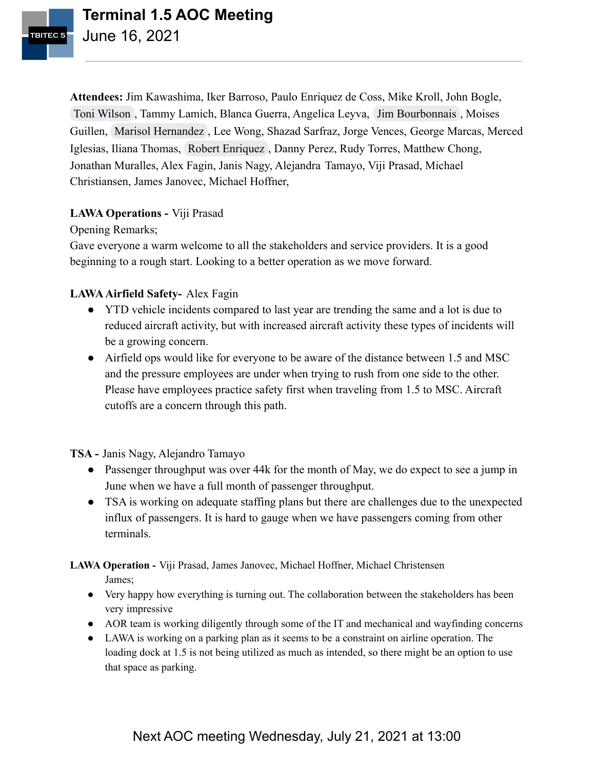# Terminal 1.5 AOC Meeting

June 16, 2021

**Attendees:** Jim Kawashima, Iker Barroso, Paulo Enriquez de Coss, Mike Kroll, John Bogle, Toni Wilson, Tammy Lamich, Blanca Guerra, Angelica Leyva, Jim Bourbonnais, Moises Guillen, Marisol Hernandez, Lee Wong, Shazad Sarfraz, Jorge Vences, George Marcas, Merced Iglesias, Iliana Thomas, Robert Enriquez, Danny Perez, Rudy Torres, Matthew Chong, Jonathan Muralles, Alex Fagin, Janis Nagy, Alejandra Tamayo, Viji Prasad, Michael Christiansen, James Janovec, Michael Hoffner,

**LAWA Operations -** Viji Prasad

Opening Remarks;

Gave everyone a warm welcome to all the stakeholders and service providers. It is a good beginning to a rough start. Looking to a better operation as we move forward.

**LAWA Airfield Safety-** Alex Fagin

- YTD vehicle incidents compared to last year are trending the same and a lot is due to reduced aircraft activity, but with increased aircraft activity these types of incidents will be a growing concern.
- Airfield ops would like for everyone to be aware of the distance between 1.5 and MSC and the pressure employees are under when trying to rush from one side to the other. Please have employees practice safety first when traveling from 1.5 to MSC. Aircraft cutoffs are a concern through this path.

**TSA -** Janis Nagy, Alejandro Tamayo

- Passenger throughput was over 44k for the month of May, we do expect to see a jump in June when we have a full month of passenger throughput.
- TSA is working on adequate staffing plans but there are challenges due to the unexpected influx of passengers. It is hard to gauge when we have passengers coming from other terminals.

**LAWA Operation -** Viji Prasad, James Janovec, Michael Hoffner, Michael Christensen

James;

- Very happy how everything is turning out. The collaboration between the stakeholders has been very impressive
- AOR team is working diligently through some of the IT and mechanical and wayfinding concerns
- LAWA is working on a parking plan as it seems to be a constraint on airline operation. The loading dock at 1.5 is not being utilized as much as intended, so there might be an option to use that space as parking.

Next AOC meeting Wednesday, July 21, 2021 at 13:00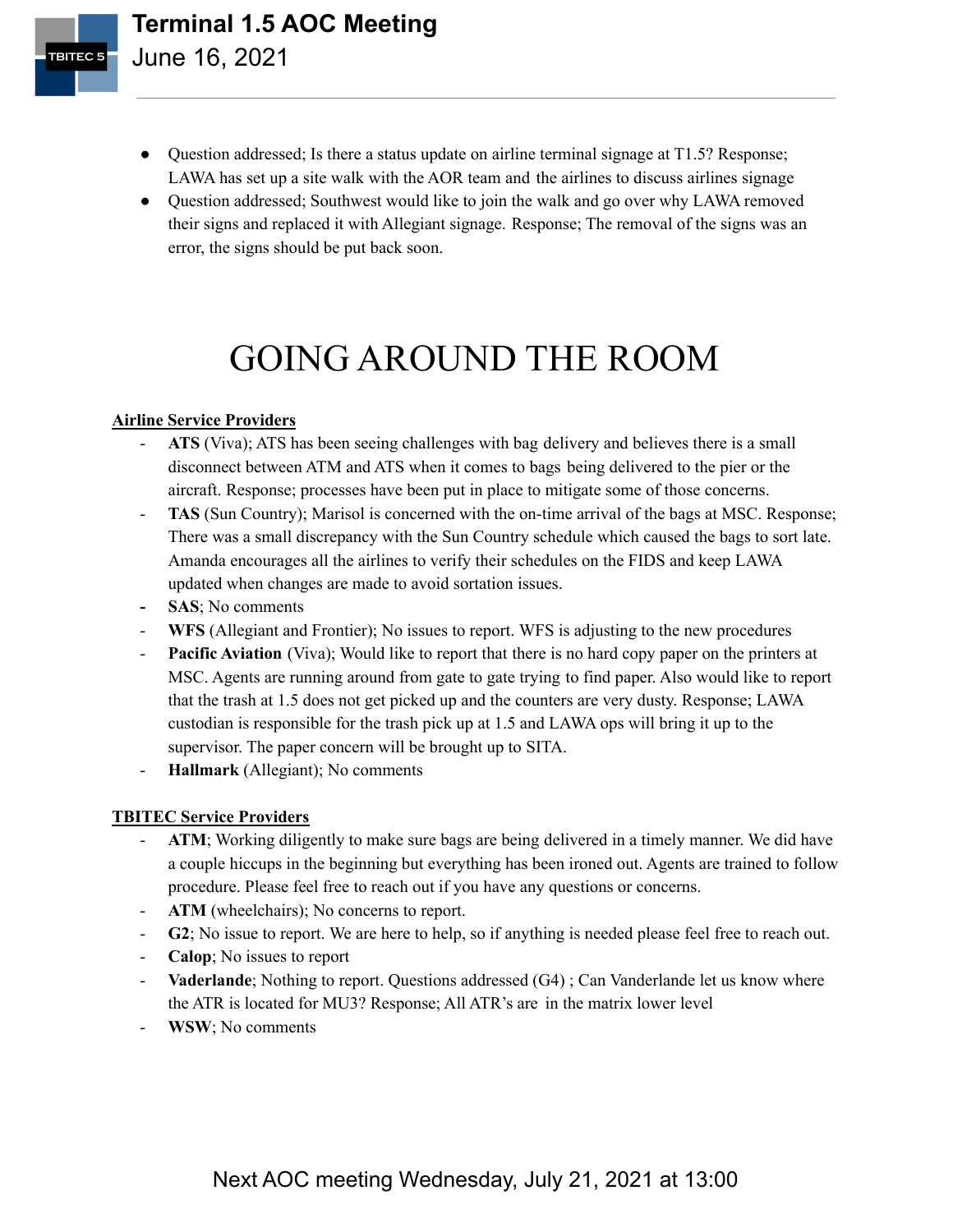- Question addressed; Is there a status update on airline terminal signage at T1.5? Response; LAWA has set up a site walk with the AOR team and the airlines to discuss airlines signage
- Question addressed; Southwest would like to join the walk and go over why LAWA removed their signs and replaced it with Allegiant signage. Response; The removal of the signs was an error, the signs should be put back soon.

# GOING AROUND THE ROOM

**Airline Service Providers**

- **ATS** (Viva); ATS has been seeing challenges with bag delivery and believes there is a small disconnect between ATM and ATS when it comes to bags being delivered to the pier or the aircraft. Response; processes have been put in place to mitigate some of those concerns.
- **TAS** (Sun Country); Marisol is concerned with the on-time arrival of the bags at MSC. Response; There was a small discrepancy with the Sun Country schedule which caused the bags to sort late. Amanda encourages all the airlines to verify their schedules on the FIDS and keep LAWA updated when changes are made to avoid sortation issues.
- **SAS**; No comments
- **WFS** (Allegiant and Frontier); No issues to report. WFS is adjusting to the new procedures
- **Pacific Aviation** (Viva); Would like to report that there is no hard copy paper on the printers at MSC. Agents are running around from gate to gate trying to find paper. Also would like to report that the trash at 1.5 does not get picked up and the counters are very dusty. Response; LAWA custodian is responsible for the trash pick up at 1.5 and LAWA ops will bring it up to the supervisor. The paper concern will be brought up to SITA.
- **Hallmark** (Allegiant); No comments

**TBITEC Service Providers**

- **ATM**; Working diligently to make sure bags are being delivered in a timely manner. We did have a couple hiccups in the beginning but everything has been ironed out. Agents are trained to follow procedure. Please feel free to reach out if you have any questions or concerns.
- **ATM** (wheelchairs); No concerns to report.
- **G2**; No issue to report. We are here to help, so if anything is needed please feel free to reach out.
- **Calop**; No issues to report
- **Vaderlande**; Nothing to report. Questions addressed (G4) ; Can Vanderlande let us know where the ATR is located for MU3? Response; All ATR's are in the matrix lower level
- **WSW**; No comments

Next AOC meeting Wednesday, July 21, 2021 at 13:00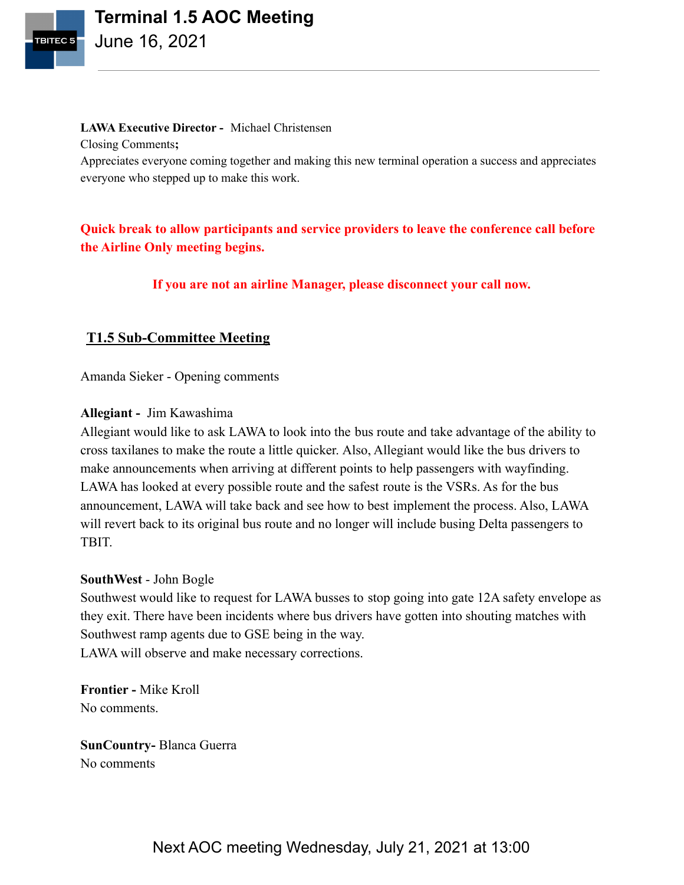**LAWA Executive Director -** Michael Christensen
Closing Comments**;**
Appreciates everyone coming together and making this new terminal operation a success and appreciates everyone who stepped up to make this work.

**Quick break to allow participants and service providers to leave the conference call before the Airline Only meeting begins.**

**If you are not an airline Manager, please disconnect your call now.**

## T1.5 Sub-Committee Meeting

Amanda Sieker - Opening comments

**Allegiant -** Jim Kawashima
Allegiant would like to ask LAWA to look into the bus route and take advantage of the ability to cross taxilanes to make the route a little quicker. Also, Allegiant would like the bus drivers to make announcements when arriving at different points to help passengers with wayfinding. LAWA has looked at every possible route and the safest route is the VSRs. As for the bus announcement, LAWA will take back and see how to best implement the process. Also, LAWA will revert back to its original bus route and no longer will include busing Delta passengers to TBIT.

**SouthWest** - John Bogle
Southwest would like to request for LAWA busses to stop going into gate 12A safety envelope as they exit. There have been incidents where bus drivers have gotten into shouting matches with Southwest ramp agents due to GSE being in the way.
LAWA will observe and make necessary corrections.

**Frontier -** Mike Kroll
No comments.

**SunCountry-** Blanca Guerra
No comments

Next AOC meeting Wednesday, July 21, 2021 at 13:00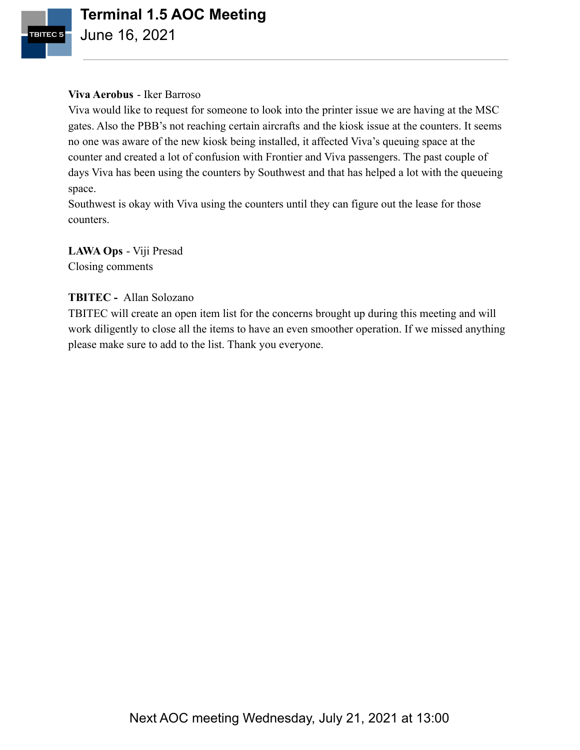# Terminal 1.5 AOC Meeting

June 16, 2021

**Viva Aerobus** - Iker Barroso

Viva would like to request for someone to look into the printer issue we are having at the MSC gates. Also the PBB's not reaching certain aircrafts and the kiosk issue at the counters. It seems no one was aware of the new kiosk being installed, it affected Viva's queuing space at the counter and created a lot of confusion with Frontier and Viva passengers. The past couple of days Viva has been using the counters by Southwest and that has helped a lot with the queueing space.

Southwest is okay with Viva using the counters until they can figure out the lease for those counters.

**LAWA Ops** - Viji Presad

Closing comments

**TBITEC -** Allan Solozano

TBITEC will create an open item list for the concerns brought up during this meeting and will work diligently to close all the items to have an even smoother operation. If we missed anything please make sure to add to the list. Thank you everyone.

Next AOC meeting Wednesday, July 21, 2021 at 13:00